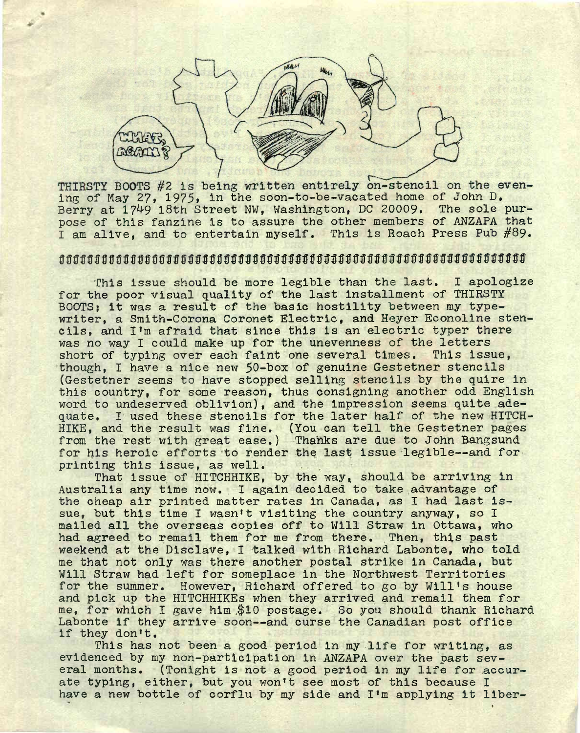THIRSTY BOOTS #2 is being written entirely on-stencil on the evening of May 27, 1975, in the soon-to-be-vacated home of John D. Berry at 1749 18th Street NW, Washington, DC 20009. The sole purpose of this fanzine is to assure the other members of ANZAPA that I am alive, and to entertain myself. This is Roach Press Pub #89.

ʃʃʃʃʃʃʃʃʃʃʃʃʃʃʃʃʃʃʃʃʃʃʃʃʃʃʃʃʃʃʃʃʃʃʃʃʃʃʃʃʃʃʃʃʃʃʃʃʃʃʃʃʃʃʃʃʃʃʃʃʃʃʃʃ

This issue should be more legible than the last. I apologize for the poor visual quality of the last installment of THIRSTY BOOTS; it was a result of the basic hostility between my typewriter, a Smith-Corona Coronet Electric, and Heyer Econoline stencils, and I'm afraid that since this is an electric typer there was no way I could make up for the unevenness of the letters short of typing over each faint one several times. This issue, though, I have a nice new 50-box of genuine Gestetner stencils (Gestetner seems to have stopped selling stencils by the quire in this country, for some reason, thus consigning another odd English word to undeserved oblivion), and the impression seems quite adequate. I used these stencils for the later half of the new HITCHHIKE, and the result was fine. (You can tell the Gestetner pages from the rest with great ease.) Thanks are due to John Bangsund for his heroic efforts to render the last issue legible--and for printing this issue, as well.

That issue of HITCHHIKE, by the way, should be arriving in Australia any time now. I again decided to take advantage of the cheap air printed matter rates in Canada, as I had last issue, but this time I wasn't visiting the country anyway, so I mailed all the overseas copies off to Will Straw in Ottawa, who had agreed to remail them for me from there. Then, this past weekend at the Disclave, I talked with Richard Labonte, who told me that not only was there another postal strike in Canada, but Will Straw had left for someplace in the Northwest Territories for the summer. However, Richard offered to go by Will's house and pick up the HITCHHIKEs when they arrived and remail them for me, for which I gave him $10 postage. So you should thank Richard Labonte if they arrive soon--and curse the Canadian post office if they don't.

This has not been a good period in my life for writing, as evidenced by my non-participation in ANZAPA over the past several months. (Tonight is not a good period in my life for accurate typing, either, but you won't see most of this because I have a new bottle of corflu by my side and I'm applying it liber-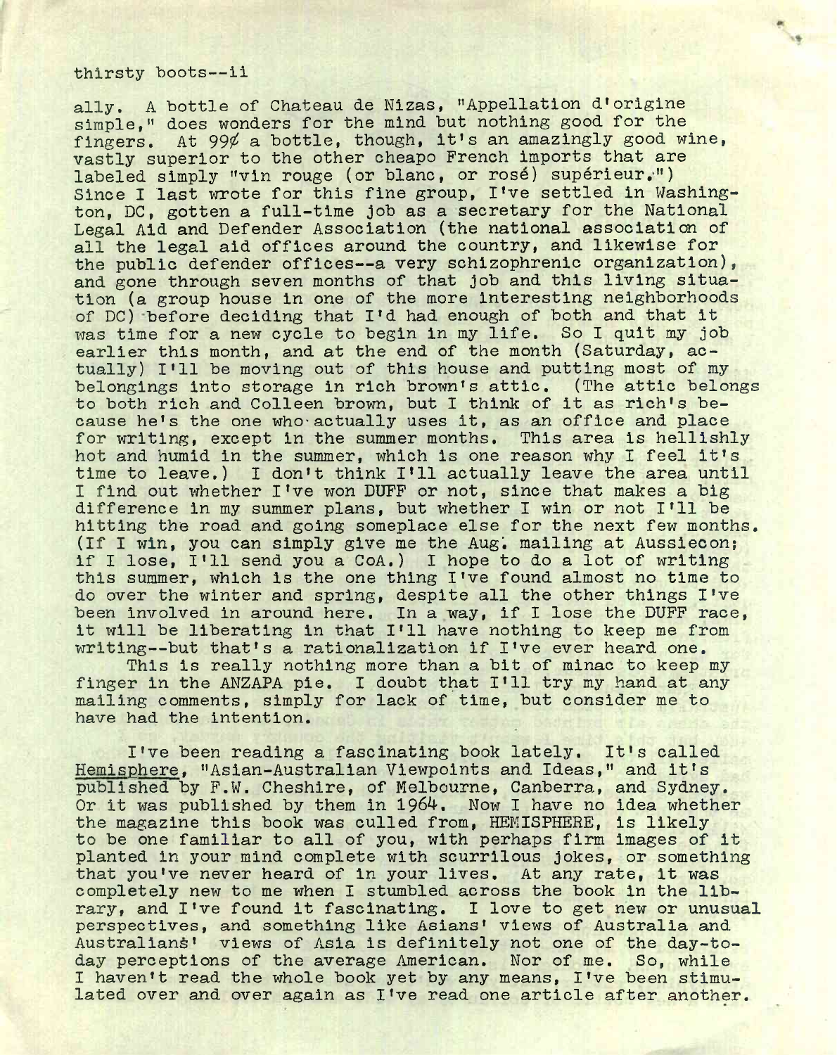thirsty boots--ii

ally. A bottle of Chateau de Nizas, "Appellation d'origine simple," does wonders for the mind but nothing good for the fingers. At 99¢ a bottle, though, it's an amazingly good wine, vastly superior to the other cheapo French imports that are labeled simply "vin rouge (or blanc, or rosé) supérieur.") Since I last wrote for this fine group, I've settled in Washington, DC, gotten a full-time job as a secretary for the National Legal Aid and Defender Association (the national association of all the legal aid offices around the country, and likewise for the public defender offices--a very schizophrenic organization), and gone through seven months of that job and this living situation (a group house in one of the more interesting neighborhoods of DC) before deciding that I'd had enough of both and that it was time for a new cycle to begin in my life. So I quit my job earlier this month, and at the end of the month (Saturday, actually) I'll be moving out of this house and putting most of my belongings into storage in rich brown's attic. (The attic belongs to both rich and Colleen brown, but I think of it as rich's because he's the one who actually uses it, as an office and place for writing, except in the summer months. This area is hellishly hot and humid in the summer, which is one reason why I feel it's time to leave.) I don't think I'll actually leave the area until I find out whether I've won DUFF or not, since that makes a big difference in my summer plans, but whether I win or not I'll be hitting the road and going someplace else for the next few months. (If I win, you can simply give me the Aug. mailing at Aussiecon; if I lose, I'll send you a CoA.) I hope to do a lot of writing this summer, which is the one thing I've found almost no time to do over the winter and spring, despite all the other things I've been involved in around here. In a way, if I lose the DUFF race, it will be liberating in that I'll have nothing to keep me from writing--but that's a rationalization if I've ever heard one.

This is really nothing more than a bit of minac to keep my finger in the ANZAPA pie. I doubt that I'll try my hand at any mailing comments, simply for lack of time, but consider me to have had the intention.

I've been reading a fascinating book lately. It's called Hemisphere, "Asian-Australian Viewpoints and Ideas," and it's published by F.W. Cheshire, of Melbourne, Canberra, and Sydney. Or it was published by them in 1964. Now I have no idea whether the magazine this book was culled from, HEMISPHERE, is likely to be one familiar to all of you, with perhaps firm images of it planted in your mind complete with scurrilous jokes, or something that you've never heard of in your lives. At any rate, it was completely new to me when I stumbled across the book in the library, and I've found it fascinating. I love to get new or unusual perspectives, and something like Asians' views of Australia and Australians' views of Asia is definitely not one of the day-to-day perceptions of the average American. Nor of me. So, while I haven't read the whole book yet by any means, I've been stimulated over and over again as I've read one article after another.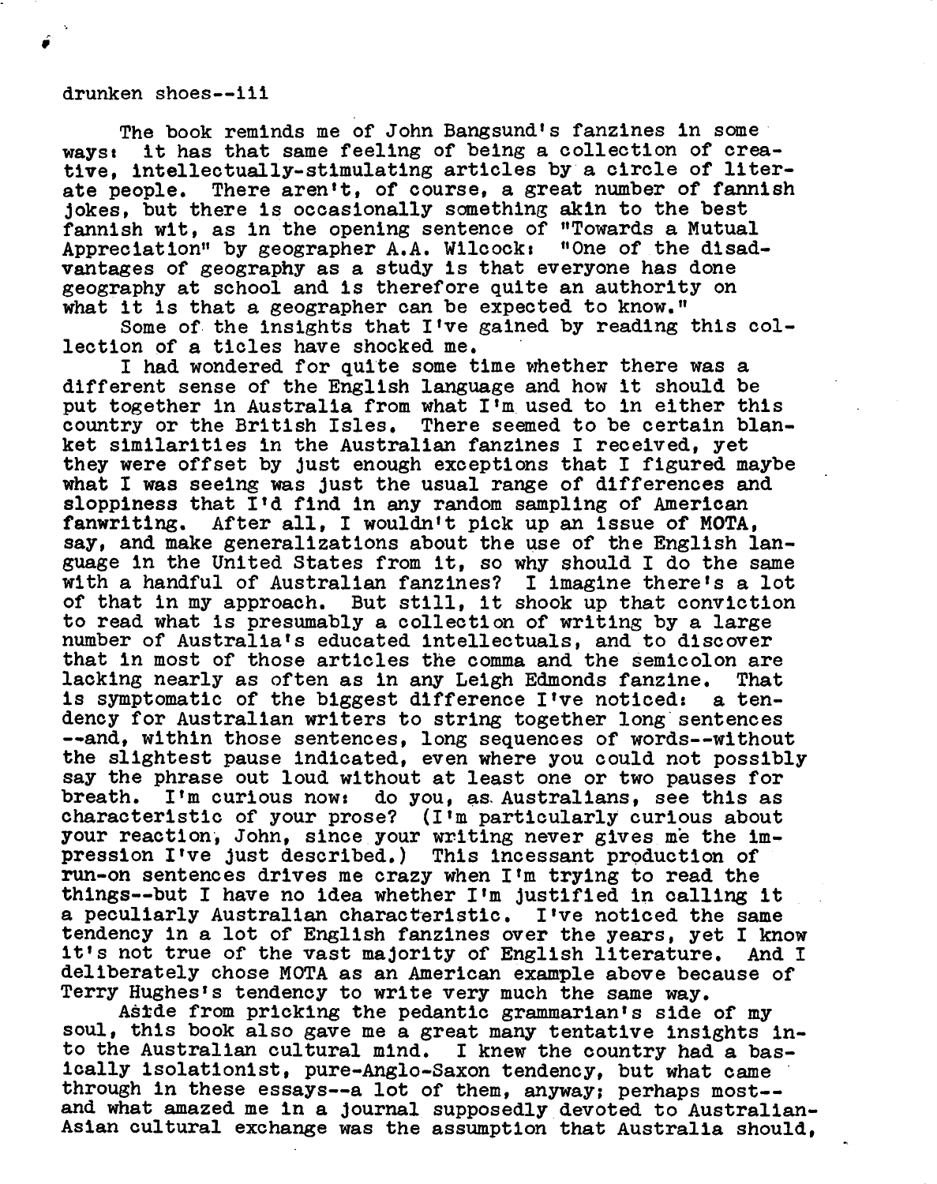The book reminds me of John Bangsund's fanzines in some ways: it has that same feeling of being a collection of creative, intellectually-stimulating articles by a circle of literate people. There aren't, of course, a great number of fannish jokes, but there is occasionally something akin to the best fannish wit, as in the opening sentence of "Towards a Mutual Appreciation" by geographer A.A. Wilcock: "One of the disadvantages of geography as a study is that everyone has done geography at school and is therefore quite an authority on what it is that a geographer can be expected to know."

Some of the insights that I've gained by reading this collection of a ticles have shocked me.

I had wondered for quite some time whether there was a different sense of the English language and how it should be put together in Australia from what I'm used to in either this country or the British Isles. There seemed to be certain blanket similarities in the Australian fanzines I received, yet they were offset by just enough exceptions that I figured maybe what I was seeing was just the usual range of differences and sloppiness that I'd find in any random sampling of American fanwriting. After all, I wouldn't pick up an issue of MOTA, say, and make generalizations about the use of the English language in the United States from it, so why should I do the same with a handful of Australian fanzines? I imagine there's a lot of that in my approach. But still, it shook up that conviction to read what is presumably a collection of writing by a large number of Australia's educated intellectuals, and to discover that in most of those articles the comma and the semicolon are lacking nearly as often as in any Leigh Edmonds fanzine. That is symptomatic of the biggest difference I've noticed: a tendency for Australian writers to string together long sentences --and, within those sentences, long sequences of words--without the slightest pause indicated, even where you could not possibly say the phrase out loud without at least one or two pauses for breath. I'm curious now: do you, as Australians, see this as characteristic of your prose? (I'm particularly curious about your reaction, John, since your writing never gives me the impression I've just described.) This incessant production of run-on sentences drives me crazy when I'm trying to read the things--but I have no idea whether I'm justified in calling it a peculiarly Australian characteristic. I've noticed the same tendency in a lot of English fanzines over the years, yet I know it's not true of the vast majority of English literature. And I deliberately chose MOTA as an American example above because of Terry Hughes's tendency to write very much the same way.

Aside from pricking the pedantic grammarian's side of my soul, this book also gave me a great many tentative insights into the Australian cultural mind. I knew the country had a basically isolationist, pure-Anglo-Saxon tendency, but what came through in these essays--a lot of them, anyway; perhaps most--and what amazed me in a journal supposedly devoted to Australian-Asian cultural exchange was the assumption that Australia should,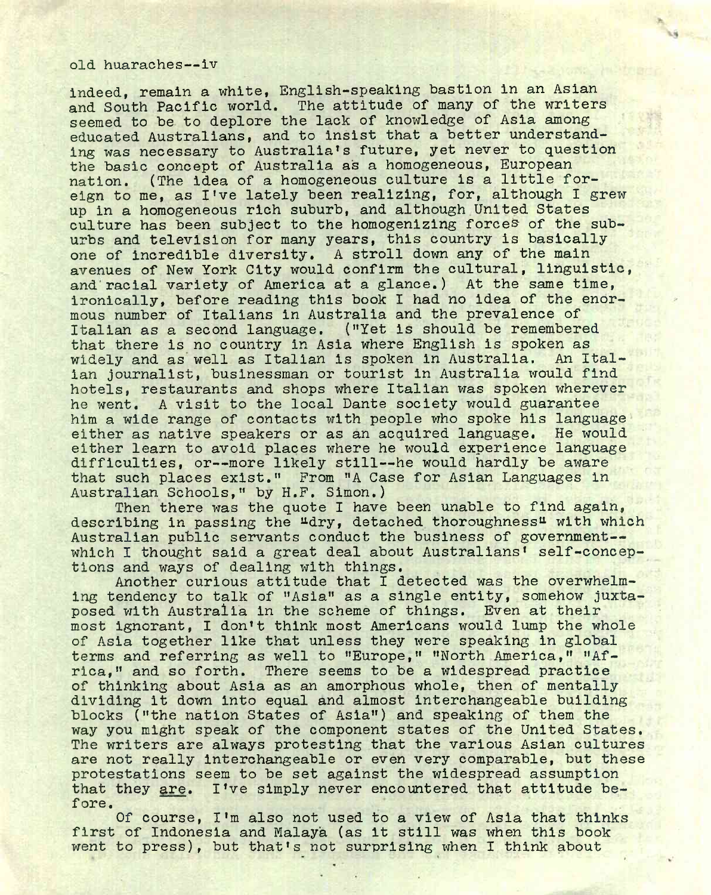indeed, remain a white, English-speaking bastion in an Asian and South Pacific world. The attitude of many of the writers seemed to be to deplore the lack of knowledge of Asia among educated Australians, and to insist that a better understanding was necessary to Australia's future, yet never to question the basic concept of Australia as a homogeneous, European nation. (The idea of a homogeneous culture is a little foreign to me, as I've lately been realizing, for, although I grew up in a homogeneous rich suburb, and although United States culture has been subject to the homogenizing forces of the suburbs and television for many years, this country is basically one of incredible diversity. A stroll down any of the main avenues of New York City would confirm the cultural, linguistic, and racial variety of America at a glance.) At the same time, ironically, before reading this book I had no idea of the enormous number of Italians in Australia and the prevalence of Italian as a second language. ("Yet is should be remembered that there is no country in Asia where English is spoken as widely and as well as Italian is spoken in Australia. An Italian journalist, businessman or tourist in Australia would find hotels, restaurants and shops where Italian was spoken wherever he went. A visit to the local Dante society would guarantee him a wide range of contacts with people who spoke his language either as native speakers or as an acquired language. He would either learn to avoid places where he would experience language difficulties, or--more likely still--he would hardly be aware that such places exist." From "A Case for Asian Languages in Australian Schools," by H.F. Simon.)

Then there was the quote I have been unable to find again, describing in passing the "dry, detached thoroughness" with which Australian public servants conduct the business of government--which I thought said a great deal about Australians' self-conceptions and ways of dealing with things.

Another curious attitude that I detected was the overwhelming tendency to talk of "Asia" as a single entity, somehow juxtaposed with Australia in the scheme of things. Even at their most ignorant, I don't think most Americans would lump the whole of Asia together like that unless they were speaking in global terms and referring as well to "Europe," "North America," "Africa," and so forth. There seems to be a widespread practice of thinking about Asia as an amorphous whole, then of mentally dividing it down into equal and almost interchangeable building blocks ("the nation States of Asia") and speaking of them the way you might speak of the component states of the United States. The writers are always protesting that the various Asian cultures are not really interchangeable or even very comparable, but these protestations seem to be set against the widespread assumption that they <u>are</u>. I've simply never encountered that attitude before.

Of course, I'm also not used to a view of Asia that thinks first of Indonesia and Malaya (as it still was when this book went to press), but that's not surprising when I think about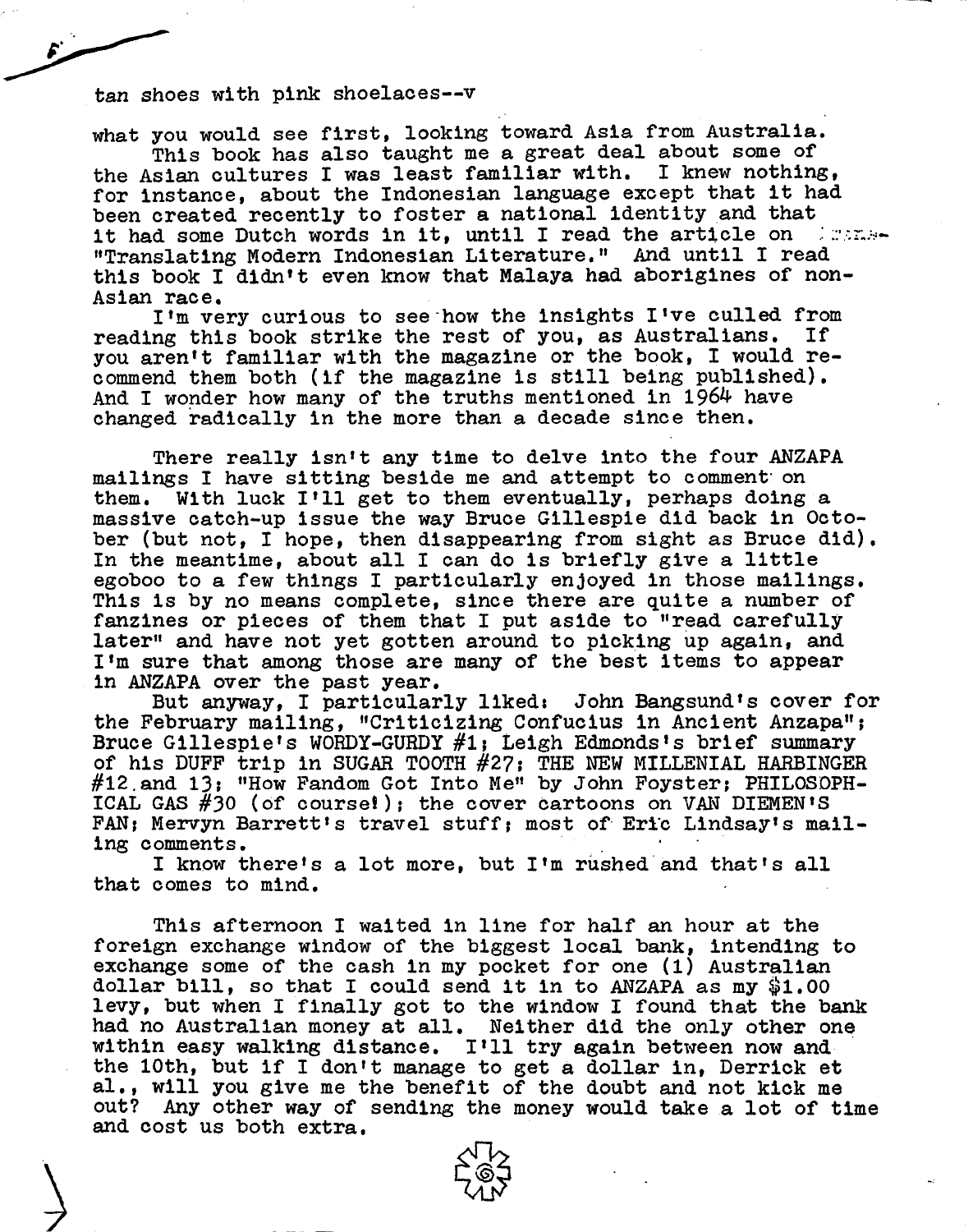tan shoes with pink shoelaces--v

what you would see first, looking toward Asia from Australia.

This book has also taught me a great deal about some of the Asian cultures I was least familiar with. I knew nothing, for instance, about the Indonesian language except that it had been created recently to foster a national identity and that it had some Dutch words in it, until I read the article on "Translating Modern Indonesian Literature." And until I read this book I didn't even know that Malaya had aborigines of non-Asian race.

I'm very curious to see how the insights I've culled from reading this book strike the rest of you, as Australians. If you aren't familiar with the magazine or the book, I would recommend them both (if the magazine is still being published). And I wonder how many of the truths mentioned in 1964 have changed radically in the more than a decade since then.

There really isn't any time to delve into the four ANZAPA mailings I have sitting beside me and attempt to comment on them. With luck I'll get to them eventually, perhaps doing a massive catch-up issue the way Bruce Gillespie did back in October (but not, I hope, then disappearing from sight as Bruce did). In the meantime, about all I can do is briefly give a little egoboo to a few things I particularly enjoyed in those mailings. This is by no means complete, since there are quite a number of fanzines or pieces of them that I put aside to "read carefully later" and have not yet gotten around to picking up again, and I'm sure that among those are many of the best items to appear in ANZAPA over the past year.

But anyway, I particularly liked: John Bangsund's cover for the February mailing, "Criticizing Confucius in Ancient Anzapa"; Bruce Gillespie's WORDY-GURDY #1; Leigh Edmonds's brief summary of his DUFF trip in SUGAR TOOTH #27; THE NEW MILLENIAL HARBINGER #12 and 13; "How Fandom Got Into Me" by John Foyster; PHILOSOPHICAL GAS #30 (of course!); the cover cartoons on VAN DIEMEN'S FAN; Mervyn Barrett's travel stuff; most of Eric Lindsay's mailing comments.

I know there's a lot more, but I'm rushed and that's all that comes to mind.

This afternoon I waited in line for half an hour at the foreign exchange window of the biggest local bank, intending to exchange some of the cash in my pocket for one (1) Australian dollar bill, so that I could send it in to ANZAPA as my $1.00 levy, but when I finally got to the window I found that the bank had no Australian money at all. Neither did the only other one within easy walking distance. I'll try again between now and the 10th, but if I don't manage to get a dollar in, Derrick et al., will you give me the benefit of the doubt and not kick me out? Any other way of sending the money would take a lot of time and cost us both extra.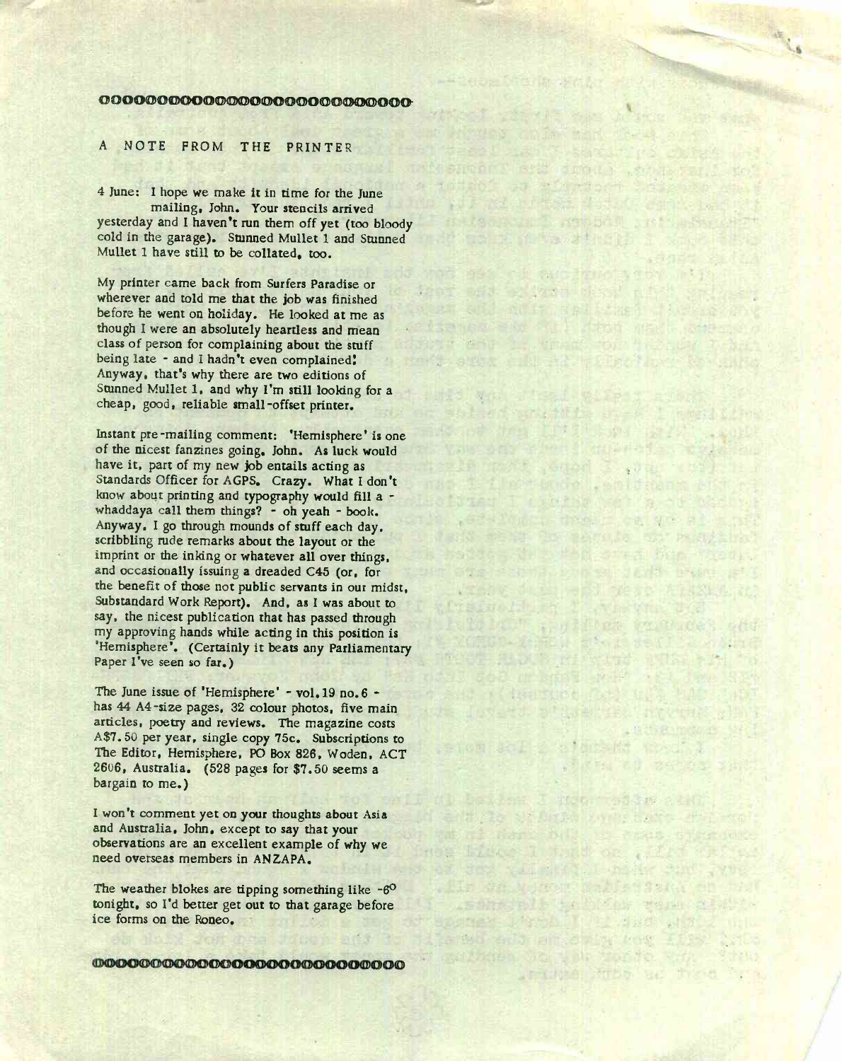oooooooooooooooooooooooooooo

## A NOTE FROM THE PRINTER

4 June: I hope we make it in time for the June mailing, John. Your stencils arrived yesterday and I haven't run them off yet (too bloody cold in the garage). Stunned Mullet 1 and Stunned Mullet 1 have still to be collated, too.

My printer came back from Surfers Paradise or wherever and told me that the job was finished before he went on holiday. He looked at me as though I were an absolutely heartless and mean class of person for complaining about the stuff being late - and I hadn't even complained! Anyway, that's why there are two editions of Stunned Mullet 1, and why I'm still looking for a cheap, good, reliable small-offset printer.

Instant pre-mailing comment: 'Hemisphere' is one of the nicest fanzines going, John. As luck would have it, part of my new job entails acting as Standards Officer for AGPS. Crazy. What I don't know about printing and typography would fill a - whaddaya call them things? - oh yeah - book. Anyway, I go through mounds of stuff each day, scribbling rude remarks about the layout or the imprint or the inking or whatever all over things, and occasionally issuing a dreaded C45 (or, for the benefit of those not public servants in our midst, Substandard Work Report). And, as I was about to say, the nicest publication that has passed through my approving hands while acting in this position is 'Hemisphere'. (Certainly it beats any Parliamentary Paper I've seen so far.)

The June issue of 'Hemisphere' - vol.19 no.6 - has 44 A4-size pages, 32 colour photos, five main articles, poetry and reviews. The magazine costs A$7.50 per year, single copy 75c. Subscriptions to The Editor, Hemisphere, PO Box 826, Woden, ACT 2606, Australia. (528 pages for $7.50 seems a bargain to me.)

I won't comment yet on your thoughts about Asia and Australia, John, except to say that your observations are an excellent example of why we need overseas members in ANZAPA.

The weather blokes are tipping something like -6° tonight, so I'd better get out to that garage before ice forms on the Roneo.

oooooooooooooooooooooooooooo